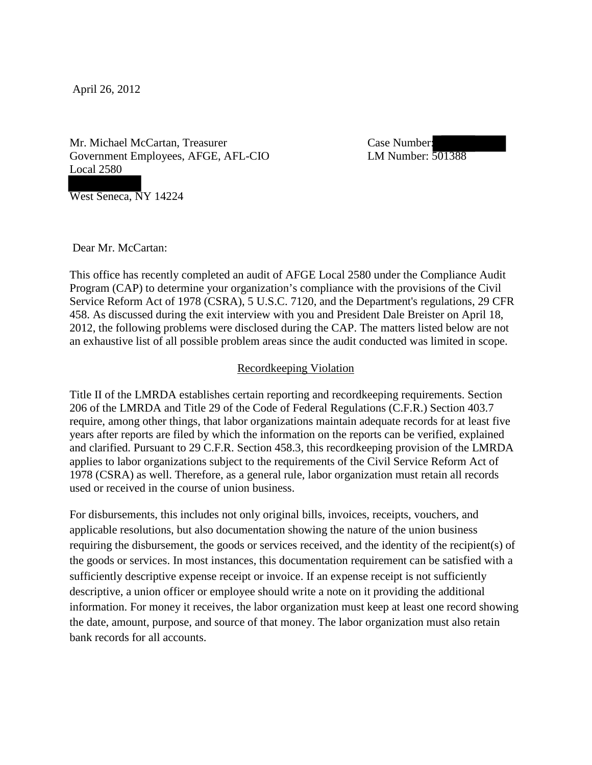April 26, 2012

Mr. Michael McCartan, Treasurer
Government Employees, AFGE, AFL-CIO
Local 2580

West Seneca, NY 14224

Case Number:
LM Number: 501388

Dear Mr. McCartan:

This office has recently completed an audit of AFGE Local 2580 under the Compliance Audit Program (CAP) to determine your organization's compliance with the provisions of the Civil Service Reform Act of 1978 (CSRA), 5 U.S.C. 7120, and the Department's regulations, 29 CFR 458. As discussed during the exit interview with you and President Dale Breister on April 18, 2012, the following problems were disclosed during the CAP. The matters listed below are not an exhaustive list of all possible problem areas since the audit conducted was limited in scope.

## Recordkeeping Violation

Title II of the LMRDA establishes certain reporting and recordkeeping requirements. Section 206 of the LMRDA and Title 29 of the Code of Federal Regulations (C.F.R.) Section 403.7 require, among other things, that labor organizations maintain adequate records for at least five years after reports are filed by which the information on the reports can be verified, explained and clarified. Pursuant to 29 C.F.R. Section 458.3, this recordkeeping provision of the LMRDA applies to labor organizations subject to the requirements of the Civil Service Reform Act of 1978 (CSRA) as well. Therefore, as a general rule, labor organization must retain all records used or received in the course of union business.

For disbursements, this includes not only original bills, invoices, receipts, vouchers, and applicable resolutions, but also documentation showing the nature of the union business requiring the disbursement, the goods or services received, and the identity of the recipient(s) of the goods or services. In most instances, this documentation requirement can be satisfied with a sufficiently descriptive expense receipt or invoice. If an expense receipt is not sufficiently descriptive, a union officer or employee should write a note on it providing the additional information. For money it receives, the labor organization must keep at least one record showing the date, amount, purpose, and source of that money. The labor organization must also retain bank records for all accounts.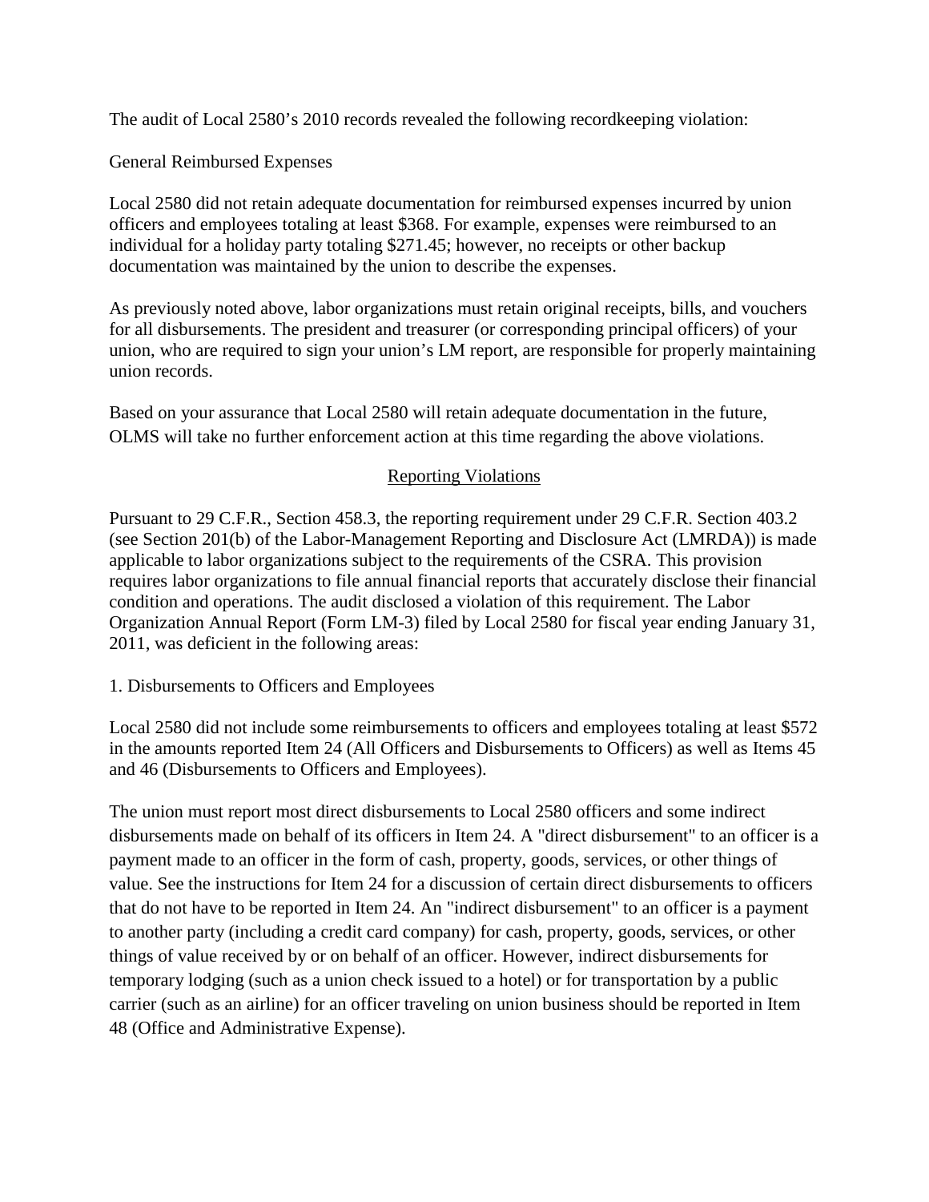The audit of Local 2580's 2010 records revealed the following recordkeeping violation:

General Reimbursed Expenses

Local 2580 did not retain adequate documentation for reimbursed expenses incurred by union officers and employees totaling at least $368. For example, expenses were reimbursed to an individual for a holiday party totaling $271.45; however, no receipts or other backup documentation was maintained by the union to describe the expenses.

As previously noted above, labor organizations must retain original receipts, bills, and vouchers for all disbursements. The president and treasurer (or corresponding principal officers) of your union, who are required to sign your union's LM report, are responsible for properly maintaining union records.

Based on your assurance that Local 2580 will retain adequate documentation in the future, OLMS will take no further enforcement action at this time regarding the above violations.

## Reporting Violations

Pursuant to 29 C.F.R., Section 458.3, the reporting requirement under 29 C.F.R. Section 403.2 (see Section 201(b) of the Labor-Management Reporting and Disclosure Act (LMRDA)) is made applicable to labor organizations subject to the requirements of the CSRA. This provision requires labor organizations to file annual financial reports that accurately disclose their financial condition and operations. The audit disclosed a violation of this requirement. The Labor Organization Annual Report (Form LM-3) filed by Local 2580 for fiscal year ending January 31, 2011, was deficient in the following areas:

1. Disbursements to Officers and Employees

Local 2580 did not include some reimbursements to officers and employees totaling at least $572 in the amounts reported Item 24 (All Officers and Disbursements to Officers) as well as Items 45 and 46 (Disbursements to Officers and Employees).

The union must report most direct disbursements to Local 2580 officers and some indirect disbursements made on behalf of its officers in Item 24. A "direct disbursement" to an officer is a payment made to an officer in the form of cash, property, goods, services, or other things of value. See the instructions for Item 24 for a discussion of certain direct disbursements to officers that do not have to be reported in Item 24. An "indirect disbursement" to an officer is a payment to another party (including a credit card company) for cash, property, goods, services, or other things of value received by or on behalf of an officer. However, indirect disbursements for temporary lodging (such as a union check issued to a hotel) or for transportation by a public carrier (such as an airline) for an officer traveling on union business should be reported in Item 48 (Office and Administrative Expense).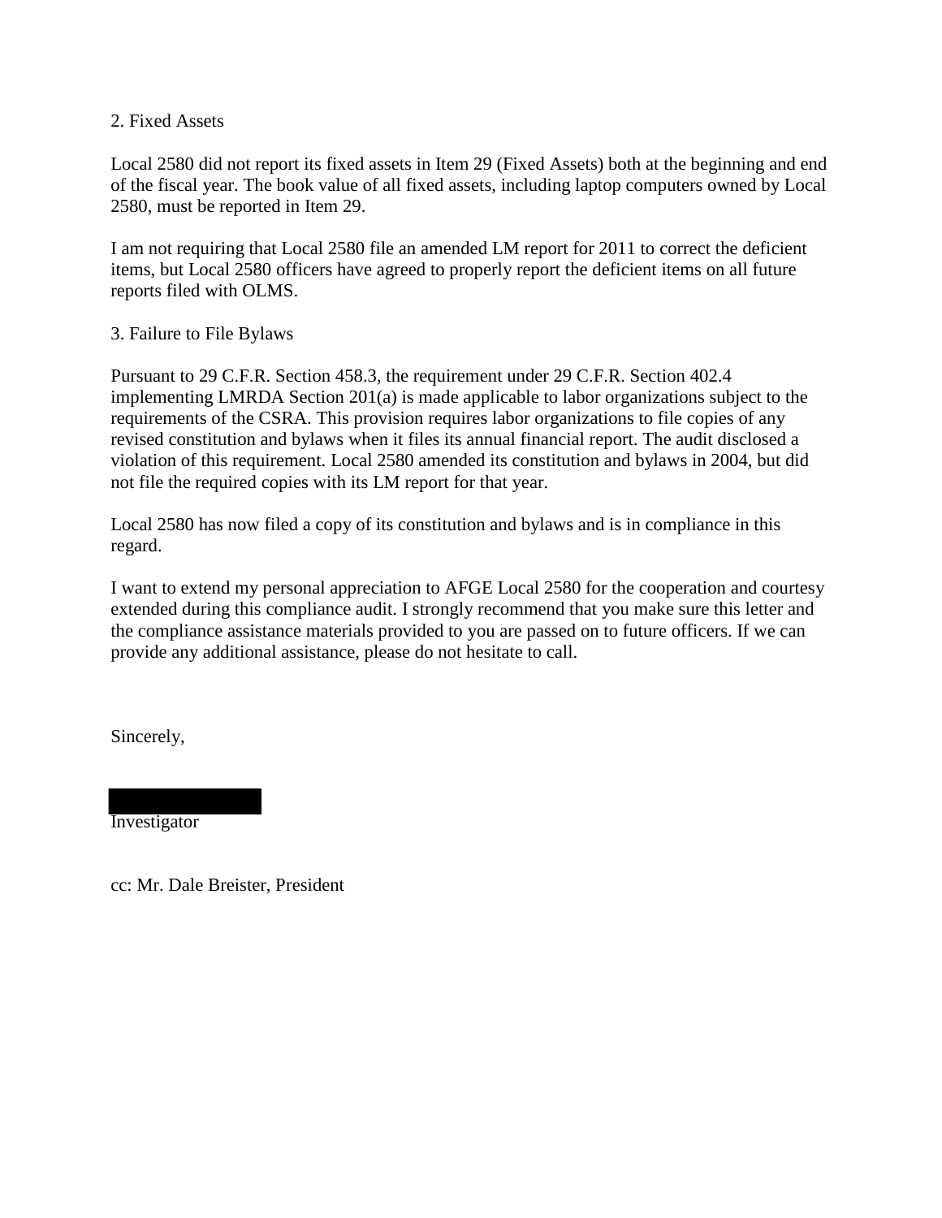2. Fixed Assets

Local 2580 did not report its fixed assets in Item 29 (Fixed Assets) both at the beginning and end of the fiscal year. The book value of all fixed assets, including laptop computers owned by Local 2580, must be reported in Item 29.

I am not requiring that Local 2580 file an amended LM report for 2011 to correct the deficient items, but Local 2580 officers have agreed to properly report the deficient items on all future reports filed with OLMS.

3. Failure to File Bylaws

Pursuant to 29 C.F.R. Section 458.3, the requirement under 29 C.F.R. Section 402.4 implementing LMRDA Section 201(a) is made applicable to labor organizations subject to the requirements of the CSRA. This provision requires labor organizations to file copies of any revised constitution and bylaws when it files its annual financial report. The audit disclosed a violation of this requirement. Local 2580 amended its constitution and bylaws in 2004, but did not file the required copies with its LM report for that year.

Local 2580 has now filed a copy of its constitution and bylaws and is in compliance in this regard.

I want to extend my personal appreciation to AFGE Local 2580 for the cooperation and courtesy extended during this compliance audit. I strongly recommend that you make sure this letter and the compliance assistance materials provided to you are passed on to future officers. If we can provide any additional assistance, please do not hesitate to call.

Sincerely,

Investigator

cc: Mr. Dale Breister, President